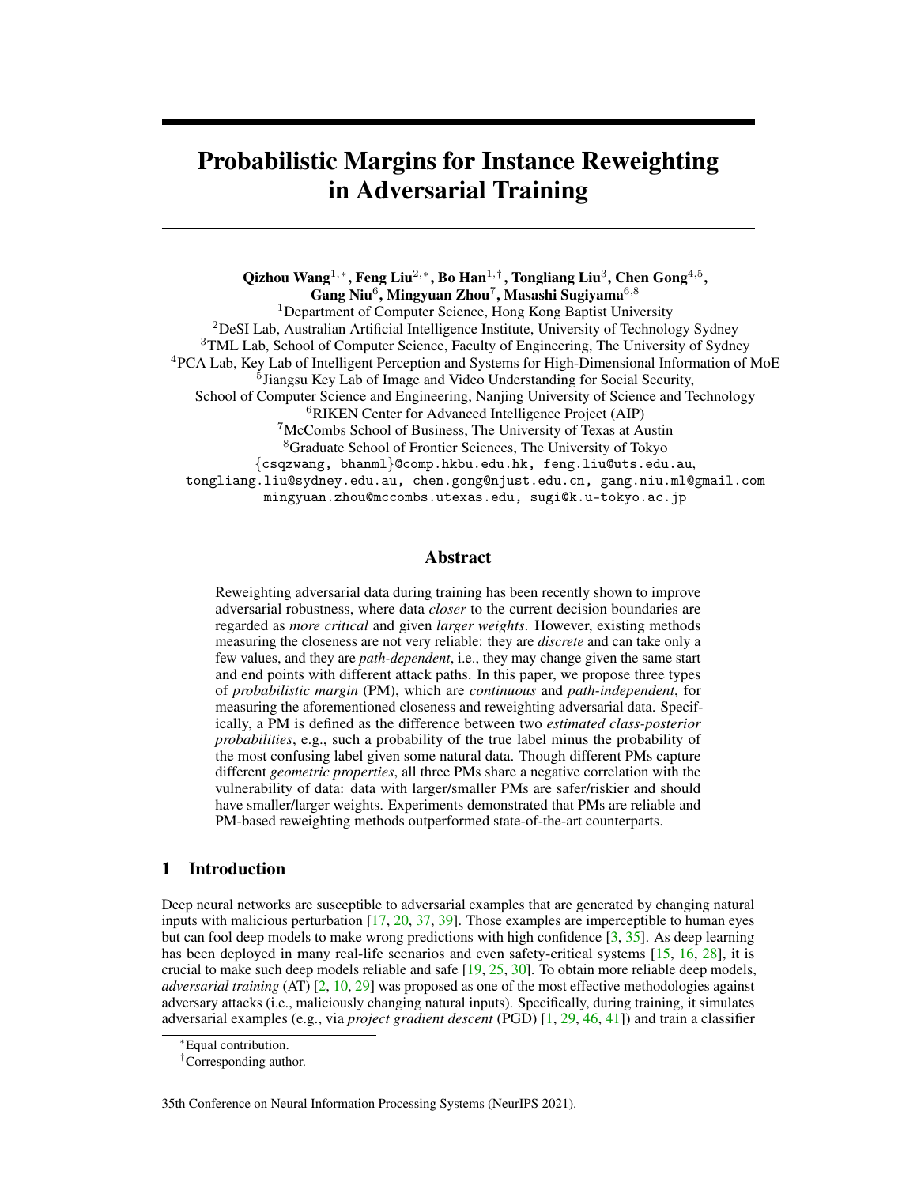# Probabilistic Margins for Instance Reweighting in Adversarial Training

**Qizhou Wang**[1,*], **Feng Liu**[2,*], **Bo Han**[1,†], **Tongliang Liu**[3], **Chen Gong**[4,5], **Gang Niu**[6], **Mingyuan Zhou**[7], **Masashi Sugiyama**[6,8]

[1]Department of Computer Science, Hong Kong Baptist University
[2]DeSI Lab, Australian Artificial Intelligence Institute, University of Technology Sydney
[3]TML Lab, School of Computer Science, Faculty of Engineering, The University of Sydney
[4]PCA Lab, Key Lab of Intelligent Perception and Systems for High-Dimensional Information of MoE
[5]Jiangsu Key Lab of Image and Video Understanding for Social Security, School of Computer Science and Engineering, Nanjing University of Science and Technology
[6]RIKEN Center for Advanced Intelligence Project (AIP)
[7]McCombs School of Business, The University of Texas at Austin
[8]Graduate School of Frontier Sciences, The University of Tokyo

{csqzwang, bhanml}@comp.hkbu.edu.hk, feng.liu@uts.edu.au, tongliang.liu@sydney.edu.au, chen.gong@njust.edu.cn, gang.niu.ml@gmail.com mingyuan.zhou@mccombs.utexas.edu, sugi@k.u-tokyo.ac.jp

## Abstract

Reweighting adversarial data during training has been recently shown to improve adversarial robustness, where data *closer* to the current decision boundaries are regarded as *more critical* and given *larger weights*. However, existing methods measuring the closeness are not very reliable: they are *discrete* and can take only a few values, and they are *path-dependent*, i.e., they may change given the same start and end points with different attack paths. In this paper, we propose three types of *probabilistic margin* (PM), which are *continuous* and *path-independent*, for measuring the aforementioned closeness and reweighting adversarial data. Specifically, a PM is defined as the difference between two *estimated class-posterior probabilities*, e.g., such a probability of the true label minus the probability of the most confusing label given some natural data. Though different PMs capture different *geometric properties*, all three PMs share a negative correlation with the vulnerability of data: data with larger/smaller PMs are safer/riskier and should have smaller/larger weights. Experiments demonstrated that PMs are reliable and PM-based reweighting methods outperformed state-of-the-art counterparts.

## 1 Introduction

Deep neural networks are susceptible to adversarial examples that are generated by changing natural inputs with malicious perturbation [17, 20, 37, 39]. Those examples are imperceptible to human eyes but can fool deep models to make wrong predictions with high confidence [3, 35]. As deep learning has been deployed in many real-life scenarios and even safety-critical systems [15, 16, 28], it is crucial to make such deep models reliable and safe [19, 25, 30]. To obtain more reliable deep models, *adversarial training* (AT) [2, 10, 29] was proposed as one of the most effective methodologies against adversary attacks (i.e., maliciously changing natural inputs). Specifically, during training, it simulates adversarial examples (e.g., via *project gradient descent* (PGD) [1, 29, 46, 41]) and train a classifier

*Equal contribution.

†Corresponding author.

35th Conference on Neural Information Processing Systems (NeurIPS 2021).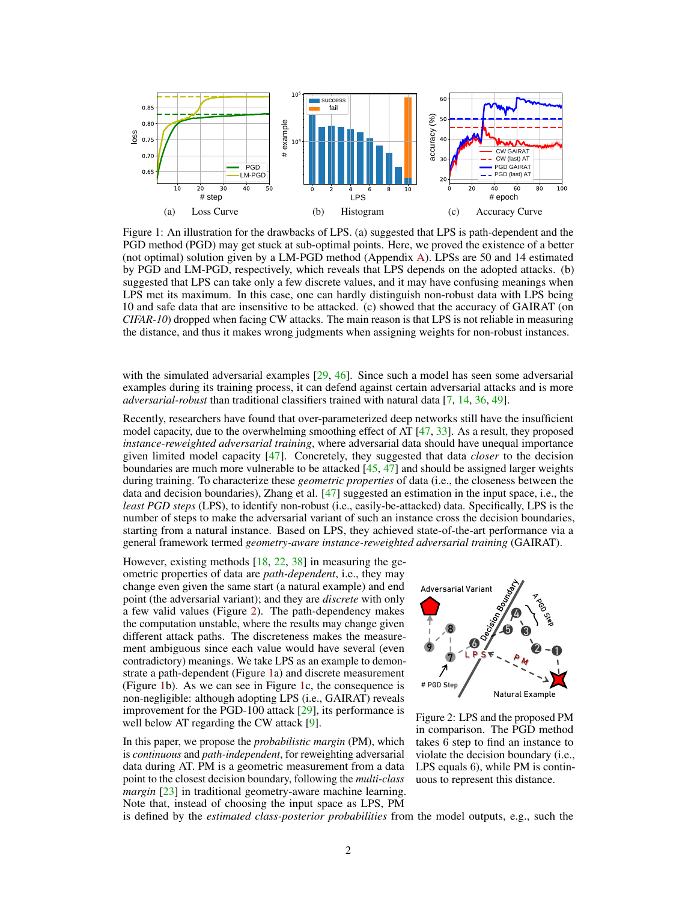(a) Loss Curve (b) Histogram (c) Accuracy Curve

Figure 1: An illustration for the drawbacks of LPS. (a) suggested that LPS is path-dependent and the PGD method (PGD) may get stuck at sub-optimal points. Here, we proved the existence of a better (not optimal) solution given by a LM-PGD method (Appendix A). LPSs are 50 and 14 estimated by PGD and LM-PGD, respectively, which reveals that LPS depends on the adopted attacks. (b) suggested that LPS can take only a few discrete values, and it may have confusing meanings when LPS met its maximum. In this case, one can hardly distinguish non-robust data with LPS being 10 and safe data that are insensitive to be attacked. (c) showed that the accuracy of GAIRAT (on *CIFAR-10*) dropped when facing CW attacks. The main reason is that LPS is not reliable in measuring the distance, and thus it makes wrong judgments when assigning weights for non-robust instances.

with the simulated adversarial examples [29, 46]. Since such a model has seen some adversarial examples during its training process, it can defend against certain adversarial attacks and is more *adversarial-robust* than traditional classifiers trained with natural data [7, 14, 36, 49].

Recently, researchers have found that over-parameterized deep networks still have the insufficient model capacity, due to the overwhelming smoothing effect of AT [47, 33]. As a result, they proposed *instance-reweighted adversarial training*, where adversarial data should have unequal importance given limited model capacity [47]. Concretely, they suggested that data *closer* to the decision boundaries are much more vulnerable to be attacked [45, 47] and should be assigned larger weights during training. To characterize these *geometric properties* of data (i.e., the closeness between the data and decision boundaries), Zhang et al. [47] suggested an estimation in the input space, i.e., the *least PGD steps* (LPS), to identify non-robust (i.e., easily-be-attacked) data. Specifically, LPS is the number of steps to make the adversarial variant of such an instance cross the decision boundaries, starting from a natural instance. Based on LPS, they achieved state-of-the-art performance via a general framework termed *geometry-aware instance-reweighted adversarial training* (GAIRAT).

However, existing methods [18, 22, 38] in measuring the geometric properties of data are *path-dependent*, i.e., they may change even given the same start (a natural example) and end point (the adversarial variant); and they are *discrete* with only a few valid values (Figure 2). The path-dependency makes the computation unstable, where the results may change given different attack paths. The discreteness makes the measurement ambiguous since each value would have several (even contradictory) meanings. We take LPS as an example to demonstrate a path-dependent (Figure 1a) and discrete measurement (Figure 1b). As we can see in Figure 1c, the consequence is non-negligible: although adopting LPS (i.e., GAIRAT) reveals improvement for the PGD-100 attack [29], its performance is well below AT regarding the CW attack [9].

Figure 2: LPS and the proposed PM in comparison. The PGD method takes 6 step to find an instance to violate the decision boundary (i.e., LPS equals 6), while PM is continuous to represent this distance.

In this paper, we propose the *probabilistic margin* (PM), which is *continuous* and *path-independent*, for reweighting adversarial data during AT. PM is a geometric measurement from a data point to the closest decision boundary, following the *multi-class margin* [23] in traditional geometry-aware machine learning. Note that, instead of choosing the input space as LPS, PM is defined by the *estimated class-posterior probabilities* from the model outputs, e.g., such the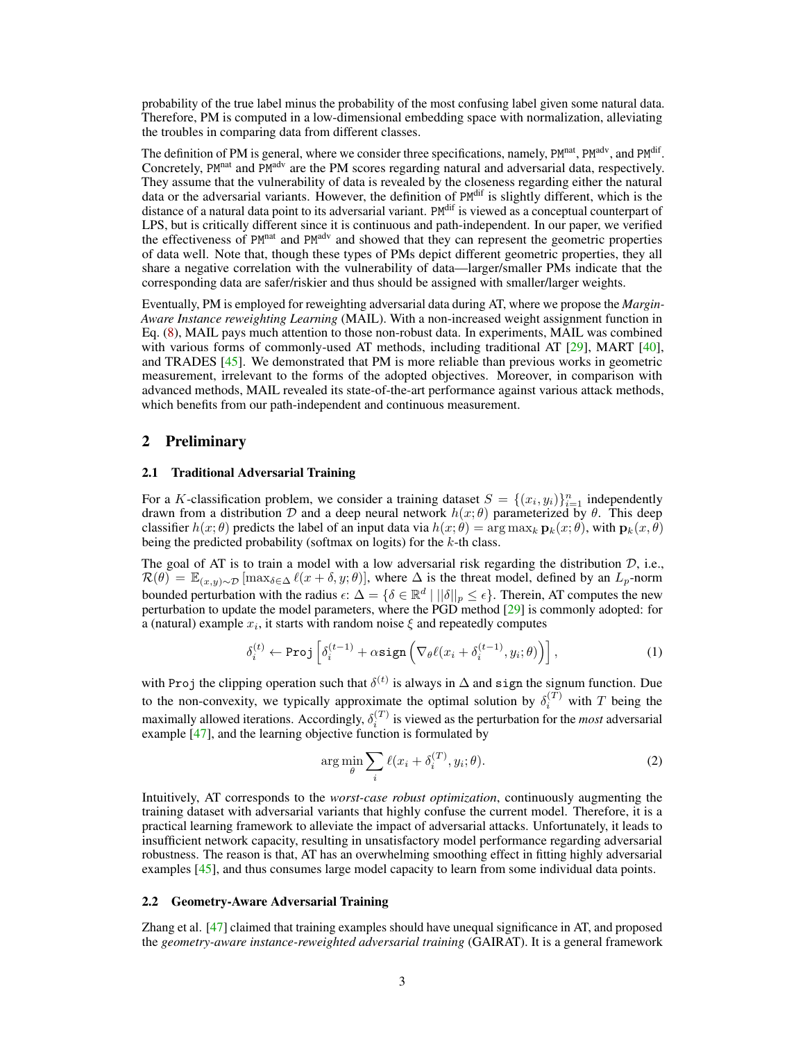probability of the true label minus the probability of the most confusing label given some natural data. Therefore, PM is computed in a low-dimensional embedding space with normalization, alleviating the troubles in comparing data from different classes.

The definition of PM is general, where we consider three specifications, namely, $\text{PM}^{\text{nat}}$, $\text{PM}^{\text{adv}}$, and $\text{PM}^{\text{dif}}$. Concretely, $\text{PM}^{\text{nat}}$ and $\text{PM}^{\text{adv}}$ are the PM scores regarding natural and adversarial data, respectively. They assume that the vulnerability of data is revealed by the closeness regarding either the natural data or the adversarial variants. However, the definition of $\text{PM}^{\text{dif}}$ is slightly different, which is the distance of a natural data point to its adversarial variant. $\text{PM}^{\text{dif}}$ is viewed as a conceptual counterpart of LPS, but is critically different since it is continuous and path-independent. In our paper, we verified the effectiveness of $\text{PM}^{\text{nat}}$ and $\text{PM}^{\text{adv}}$ and showed that they can represent the geometric properties of data well. Note that, though these types of PMs depict different geometric properties, they all share a negative correlation with the vulnerability of data—larger/smaller PMs indicate that the corresponding data are safer/riskier and thus should be assigned with smaller/larger weights.

Eventually, PM is employed for reweighting adversarial data during AT, where we propose the *Margin-Aware Instance reweighting Learning* (MAIL). With a non-increased weight assignment function in Eq. (8), MAIL pays much attention to those non-robust data. In experiments, MAIL was combined with various forms of commonly-used AT methods, including traditional AT [29], MART [40], and TRADES [45]. We demonstrated that PM is more reliable than previous works in geometric measurement, irrelevant to the forms of the adopted objectives. Moreover, in comparison with advanced methods, MAIL revealed its state-of-the-art performance against various attack methods, which benefits from our path-independent and continuous measurement.

## 2 Preliminary

### 2.1 Traditional Adversarial Training

For a $K$-classification problem, we consider a training dataset $S = \{(x_i, y_i)\}_{i=1}^n$ independently drawn from a distribution $\mathcal{D}$ and a deep neural network $h(x;\theta)$ parameterized by $\theta$. This deep classifier $h(x;\theta)$ predicts the label of an input data via $h(x;\theta) = \arg\max_k \mathbf{p}_k(x;\theta)$, with $\mathbf{p}_k(x,\theta)$ being the predicted probability (softmax on logits) for the $k$-th class.

The goal of AT is to train a model with a low adversarial risk regarding the distribution $\mathcal{D}$, i.e., $\mathcal{R}(\theta) = \mathbb{E}_{(x,y)\sim\mathcal{D}}\left[\max_{\delta\in\Delta} \ell(x+\delta, y;\theta)\right]$, where $\Delta$ is the threat model, defined by an $L_p$-norm bounded perturbation with the radius $\epsilon$: $\Delta = \{\delta \in \mathbb{R}^d \mid ||\delta||_p \le \epsilon\}$. Therein, AT computes the new perturbation to update the model parameters, where the PGD method [29] is commonly adopted: for a (natural) example $x_i$, it starts with random noise $\xi$ and repeatedly computes

$$\delta_i^{(t)} \leftarrow \texttt{Proj}\left[\delta_i^{(t-1)} + \alpha \texttt{sign}\left(\nabla_\theta \ell(x_i + \delta_i^{(t-1)}, y_i;\theta)\right)\right], \tag{1}$$

with $\texttt{Proj}$ the clipping operation such that $\delta^{(t)}$ is always in $\Delta$ and $\texttt{sign}$ the signum function. Due to the non-convexity, we typically approximate the optimal solution by $\delta_i^{(T)}$ with $T$ being the maximally allowed iterations. Accordingly, $\delta_i^{(T)}$ is viewed as the perturbation for the *most* adversarial example [47], and the learning objective function is formulated by

$$\arg\min_\theta \sum_i \ell(x_i + \delta_i^{(T)}, y_i;\theta). \tag{2}$$

Intuitively, AT corresponds to the *worst-case robust optimization*, continuously augmenting the training dataset with adversarial variants that highly confuse the current model. Therefore, it is a practical learning framework to alleviate the impact of adversarial attacks. Unfortunately, it leads to insufficient network capacity, resulting in unsatisfactory model performance regarding adversarial robustness. The reason is that, AT has an overwhelming smoothing effect in fitting highly adversarial examples [45], and thus consumes large model capacity to learn from some individual data points.

### 2.2 Geometry-Aware Adversarial Training

Zhang et al. [47] claimed that training examples should have unequal significance in AT, and proposed the *geometry-aware instance-reweighted adversarial training* (GAIRAT). It is a general framework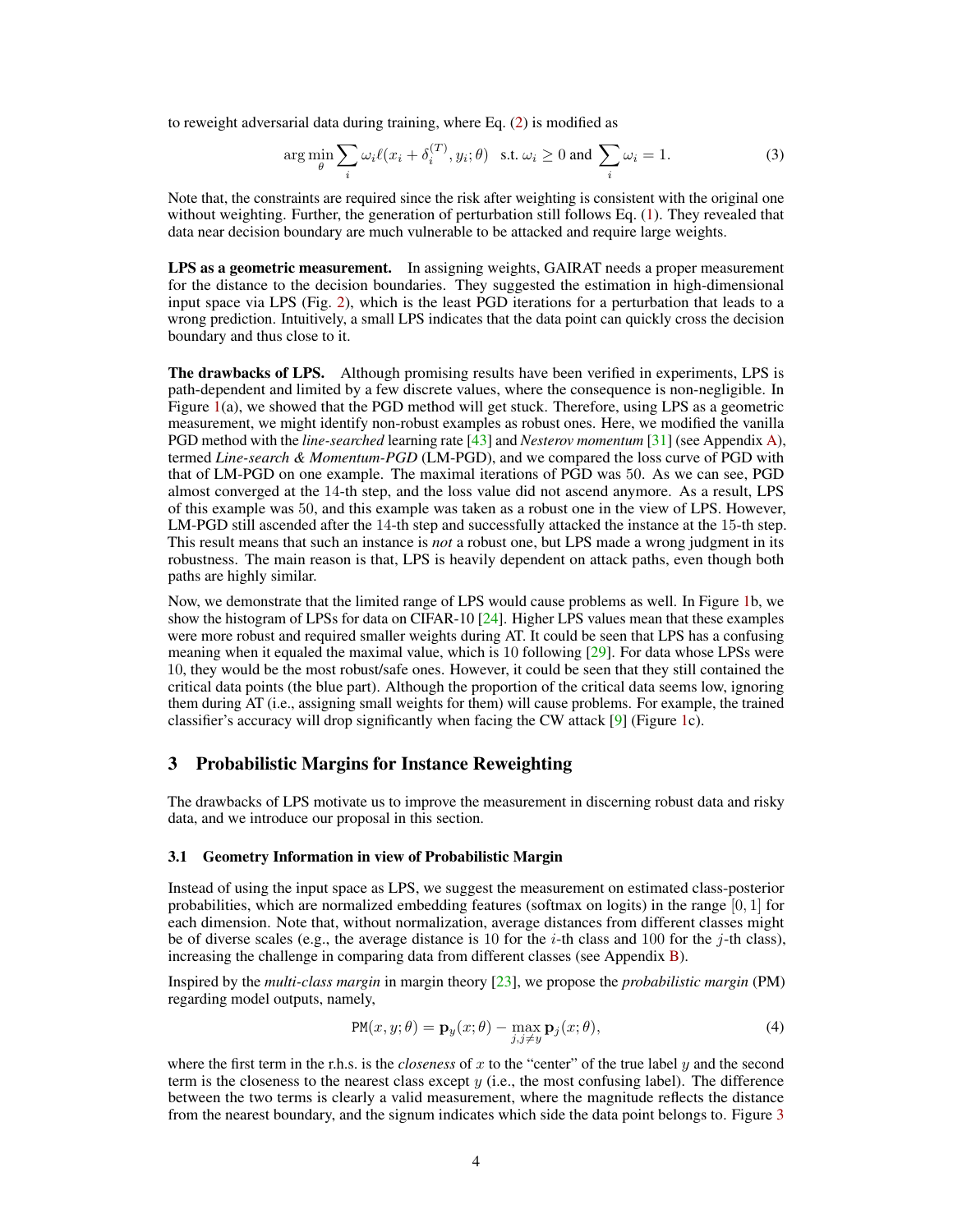to reweight adversarial data during training, where Eq. (2) is modified as

$$\arg\min_{\theta} \sum_i \omega_i \ell(x_i + \delta_i^{(T)}, y_i; \theta) \quad \text{s.t. } \omega_i \geq 0 \text{ and } \sum_i \omega_i = 1. \tag{3}$$

Note that, the constraints are required since the risk after weighting is consistent with the original one without weighting. Further, the generation of perturbation still follows Eq. (1). They revealed that data near decision boundary are much vulnerable to be attacked and require large weights.

**LPS as a geometric measurement.** In assigning weights, GAIRAT needs a proper measurement for the distance to the decision boundaries. They suggested the estimation in high-dimensional input space via LPS (Fig. 2), which is the least PGD iterations for a perturbation that leads to a wrong prediction. Intuitively, a small LPS indicates that the data point can quickly cross the decision boundary and thus close to it.

**The drawbacks of LPS.** Although promising results have been verified in experiments, LPS is path-dependent and limited by a few discrete values, where the consequence is non-negligible. In Figure 1(a), we showed that the PGD method will get stuck. Therefore, using LPS as a geometric measurement, we might identify non-robust examples as robust ones. Here, we modified the vanilla PGD method with the *line-searched* learning rate [43] and *Nesterov momentum* [31] (see Appendix A), termed *Line-search & Momentum-PGD* (LM-PGD), and we compared the loss curve of PGD with that of LM-PGD on one example. The maximal iterations of PGD was 50. As we can see, PGD almost converged at the 14-th step, and the loss value did not ascend anymore. As a result, LPS of this example was 50, and this example was taken as a robust one in the view of LPS. However, LM-PGD still ascended after the 14-th step and successfully attacked the instance at the 15-th step. This result means that such an instance is *not* a robust one, but LPS made a wrong judgment in its robustness. The main reason is that, LPS is heavily dependent on attack paths, even though both paths are highly similar.

Now, we demonstrate that the limited range of LPS would cause problems as well. In Figure 1b, we show the histogram of LPSs for data on CIFAR-10 [24]. Higher LPS values mean that these examples were more robust and required smaller weights during AT. It could be seen that LPS has a confusing meaning when it equaled the maximal value, which is 10 following [29]. For data whose LPSs were 10, they would be the most robust/safe ones. However, it could be seen that they still contained the critical data points (the blue part). Although the proportion of the critical data seems low, ignoring them during AT (i.e., assigning small weights for them) will cause problems. For example, the trained classifier's accuracy will drop significantly when facing the CW attack [9] (Figure 1c).

## 3 Probabilistic Margins for Instance Reweighting

The drawbacks of LPS motivate us to improve the measurement in discerning robust data and risky data, and we introduce our proposal in this section.

### 3.1 Geometry Information in view of Probabilistic Margin

Instead of using the input space as LPS, we suggest the measurement on estimated class-posterior probabilities, which are normalized embedding features (softmax on logits) in the range $[0, 1]$ for each dimension. Note that, without normalization, average distances from different classes might be of diverse scales (e.g., the average distance is 10 for the $i$-th class and 100 for the $j$-th class), increasing the challenge in comparing data from different classes (see Appendix B).

Inspired by the *multi-class margin* in margin theory [23], we propose the *probabilistic margin* (PM) regarding model outputs, namely,

$$\texttt{PM}(x, y; \theta) = \mathbf{p}_y(x; \theta) - \max_{j, j \neq y} \mathbf{p}_j(x; \theta), \tag{4}$$

where the first term in the r.h.s. is the *closeness* of $x$ to the "center" of the true label $y$ and the second term is the closeness to the nearest class except $y$ (i.e., the most confusing label). The difference between the two terms is clearly a valid measurement, where the magnitude reflects the distance from the nearest boundary, and the signum indicates which side the data point belongs to. Figure 3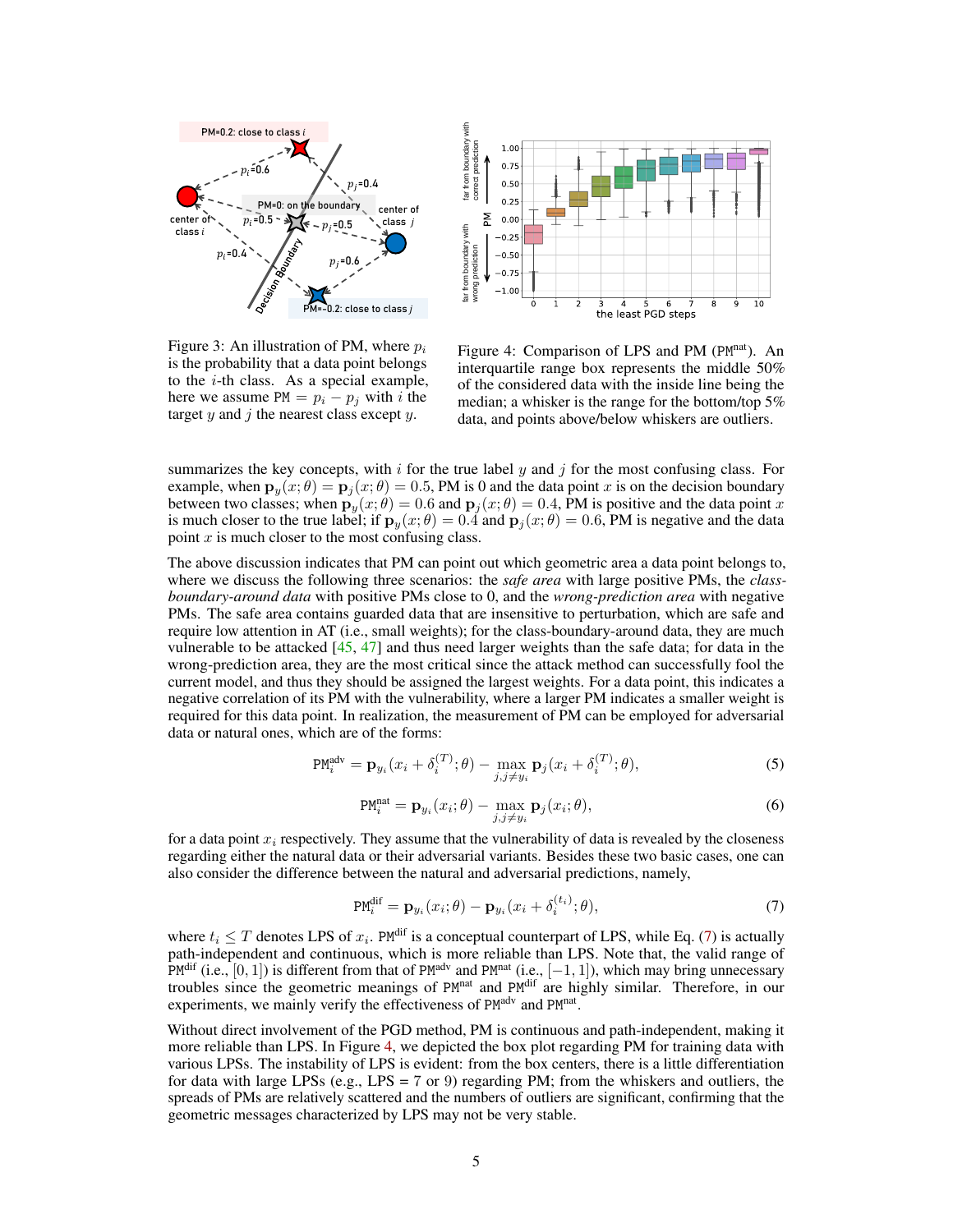Figure 3: An illustration of PM, where $p_i$ is the probability that a data point belongs to the $i$-th class. As a special example, here we assume $\texttt{PM} = p_i - p_j$ with $i$ the target $y$ and $j$ the nearest class except $y$.

Figure 4: Comparison of LPS and PM ($\texttt{PM}^{\text{nat}}$). An interquartile range box represents the middle 50% of the considered data with the inside line being the median; a whisker is the range for the bottom/top 5% data, and points above/below whiskers are outliers.

summarizes the key concepts, with $i$ for the true label $y$ and $j$ for the most confusing class. For example, when $\mathbf{p}_y(x;\theta) = \mathbf{p}_j(x;\theta) = 0.5$, PM is 0 and the data point $x$ is on the decision boundary between two classes; when $\mathbf{p}_y(x;\theta) = 0.6$ and $\mathbf{p}_j(x;\theta) = 0.4$, PM is positive and the data point $x$ is much closer to the true label; if $\mathbf{p}_y(x;\theta) = 0.4$ and $\mathbf{p}_j(x;\theta) = 0.6$, PM is negative and the data point $x$ is much closer to the most confusing class.

The above discussion indicates that PM can point out which geometric area a data point belongs to, where we discuss the following three scenarios: the *safe area* with large positive PMs, the *class-boundary-around data* with positive PMs close to 0, and the *wrong-prediction area* with negative PMs. The safe area contains guarded data that are insensitive to perturbation, which are safe and require low attention in AT (i.e., small weights); for the class-boundary-around data, they are much vulnerable to be attacked [45, 47] and thus need larger weights than the safe data; for data in the wrong-prediction area, they are the most critical since the attack method can successfully fool the current model, and thus they should be assigned the largest weights. For a data point, this indicates a negative correlation of its PM with the vulnerability, where a larger PM indicates a smaller weight is required for this data point. In realization, the measurement of PM can be employed for adversarial data or natural ones, which are of the forms:

$$\texttt{PM}_i^{\text{adv}} = \mathbf{p}_{y_i}(x_i + \delta_i^{(T)};\theta) - \max_{j, j \neq y_i} \mathbf{p}_j(x_i + \delta_i^{(T)};\theta), \tag{5}$$

$$\texttt{PM}_i^{\text{nat}} = \mathbf{p}_{y_i}(x_i;\theta) - \max_{j, j \neq y_i} \mathbf{p}_j(x_i;\theta), \tag{6}$$

for a data point $x_i$ respectively. They assume that the vulnerability of data is revealed by the closeness regarding either the natural data or their adversarial variants. Besides these two basic cases, one can also consider the difference between the natural and adversarial predictions, namely,

$$\texttt{PM}_i^{\text{dif}} = \mathbf{p}_{y_i}(x_i;\theta) - \mathbf{p}_{y_i}(x_i + \delta_i^{(t_i)};\theta), \tag{7}$$

where $t_i \leq T$ denotes LPS of $x_i$. $\texttt{PM}^{\text{dif}}$ is a conceptual counterpart of LPS, while Eq. (7) is actually path-independent and continuous, which is more reliable than LPS. Note that, the valid range of $\texttt{PM}^{\text{dif}}$ (i.e., $[0, 1]$) is different from that of $\texttt{PM}^{\text{adv}}$ and $\texttt{PM}^{\text{nat}}$ (i.e., $[-1, 1]$), which may bring unnecessary troubles since the geometric meanings of $\texttt{PM}^{\text{nat}}$ and $\texttt{PM}^{\text{dif}}$ are highly similar. Therefore, in our experiments, we mainly verify the effectiveness of $\texttt{PM}^{\text{adv}}$ and $\texttt{PM}^{\text{nat}}$.

Without direct involvement of the PGD method, PM is continuous and path-independent, making it more reliable than LPS. In Figure 4, we depicted the box plot regarding PM for training data with various LPSs. The instability of LPS is evident: from the box centers, there is a little differentiation for data with large LPSs (e.g., LPS = 7 or 9) regarding PM; from the whiskers and outliers, the spreads of PMs are relatively scattered and the numbers of outliers are significant, confirming that the geometric messages characterized by LPS may not be very stable.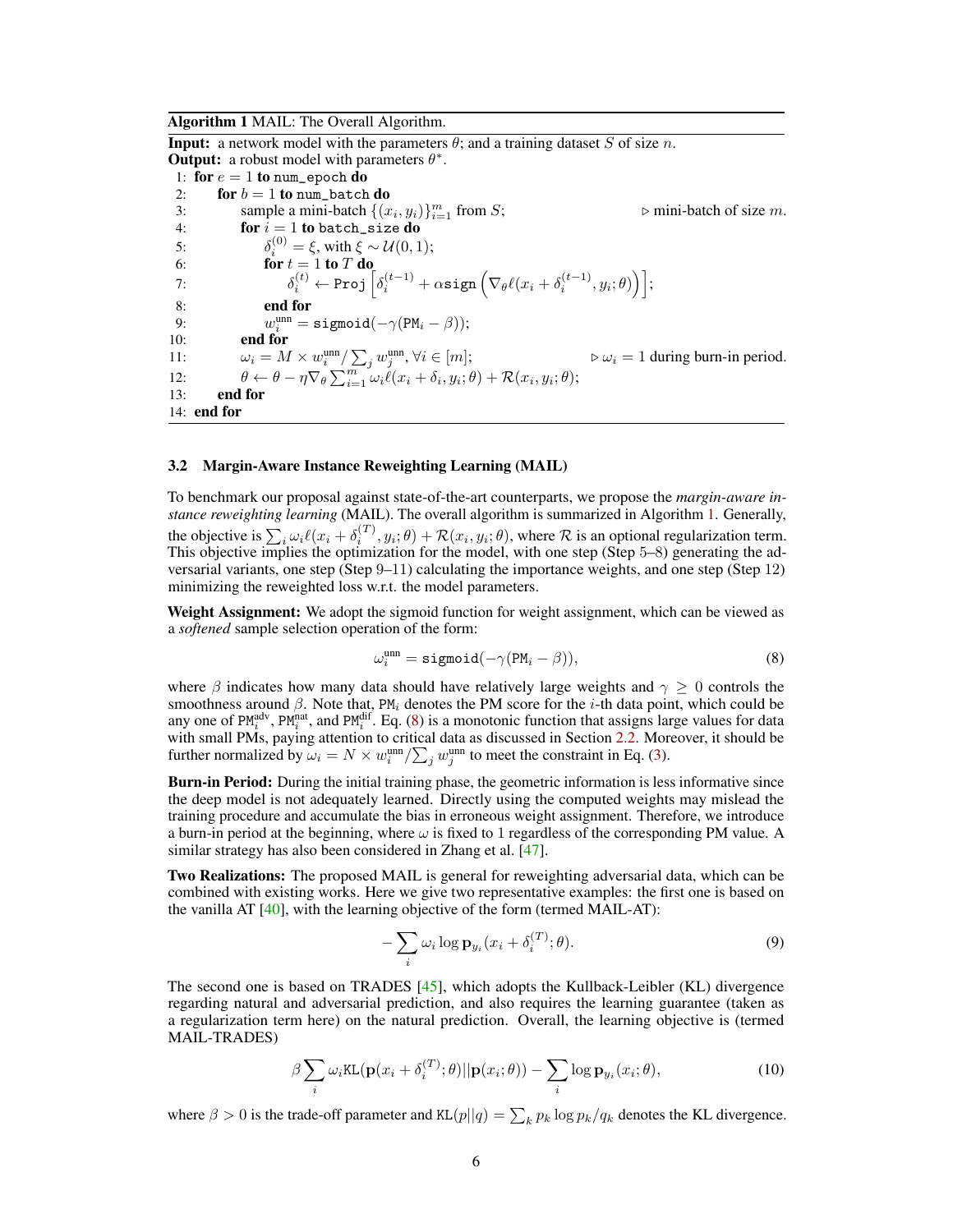**Algorithm 1** MAIL: The Overall Algorithm.

**Input:** a network model with the parameters $\theta$; and a training dataset $S$ of size $n$.
**Output:** a robust model with parameters $\theta^*$.

```
1:  for e = 1 to num_epoch do
2:      for b = 1 to num_batch do
3:          sample a mini-batch {(x_i, y_i)}_{i=1}^m from S;          ▷ mini-batch of size m.
4:          for i = 1 to batch_size do
5:              δ_i^(0) = ξ, with ξ ~ U(0, 1);
6:              for t = 1 to T do
7:                  δ_i^(t) ← Proj[δ_i^(t-1) + α sign(∇_θ ℓ(x_i + δ_i^(t-1), y_i; θ))];
8:              end for
9:              w_i^unn = sigmoid(-γ(PM_i - β));
10:         end for
11:         ω_i = M × w_i^unn / Σ_j w_j^unn, ∀i ∈ [m];               ▷ ω_i = 1 during burn-in period.
12:         θ ← θ - η ∇_θ Σ_{i=1}^m ω_i ℓ(x_i + δ_i, y_i; θ) + R(x_i, y_i; θ);
13:     end for
14: end for
```

### 3.2 Margin-Aware Instance Reweighting Learning (MAIL)

To benchmark our proposal against state-of-the-art counterparts, we propose the *margin-aware instance reweighting learning* (MAIL). The overall algorithm is summarized in Algorithm 1. Generally, the objective is $\sum_i \omega_i \ell(x_i + \delta_i^{(T)}, y_i; \theta) + \mathcal{R}(x_i, y_i; \theta)$, where $\mathcal{R}$ is an optional regularization term. This objective implies the optimization for the model, with one step (Step 5–8) generating the adversarial variants, one step (Step 9–11) calculating the importance weights, and one step (Step 12) minimizing the reweighted loss w.r.t. the model parameters.

**Weight Assignment:** We adopt the sigmoid function for weight assignment, which can be viewed as a *softened* sample selection operation of the form:

$$\omega_i^{\text{unn}} = \texttt{sigmoid}(-\gamma(\texttt{PM}_i - \beta)), \tag{8}$$

where $\beta$ indicates how many data should have relatively large weights and $\gamma \geq 0$ controls the smoothness around $\beta$. Note that, $\texttt{PM}_i$ denotes the PM score for the $i$-th data point, which could be any one of $\texttt{PM}_i^{\text{adv}}$, $\texttt{PM}_i^{\text{nat}}$, and $\texttt{PM}_i^{\text{dif}}$. Eq. (8) is a monotonic function that assigns large values for data with small PMs, paying attention to critical data as discussed in Section 2.2. Moreover, it should be further normalized by $\omega_i = N \times w_i^{\text{unn}} / \sum_j w_j^{\text{unn}}$ to meet the constraint in Eq. (3).

**Burn-in Period:** During the initial training phase, the geometric information is less informative since the deep model is not adequately learned. Directly using the computed weights may mislead the training procedure and accumulate the bias in erroneous weight assignment. Therefore, we introduce a burn-in period at the beginning, where $\omega$ is fixed to 1 regardless of the corresponding PM value. A similar strategy has also been considered in Zhang et al. [47].

**Two Realizations:** The proposed MAIL is general for reweighting adversarial data, which can be combined with existing works. Here we give two representative examples: the first one is based on the vanilla AT [40], with the learning objective of the form (termed MAIL-AT):

$$-\sum_i \omega_i \log \mathbf{p}_{y_i}(x_i + \delta_i^{(T)}; \theta). \tag{9}$$

The second one is based on TRADES [45], which adopts the Kullback-Leibler (KL) divergence regarding natural and adversarial prediction, and also requires the learning guarantee (taken as a regularization term here) on the natural prediction. Overall, the learning objective is (termed MAIL-TRADES)

$$\beta \sum_i \omega_i \texttt{KL}(\mathbf{p}(x_i + \delta_i^{(T)}; \theta) || \mathbf{p}(x_i; \theta)) - \sum_i \log \mathbf{p}_{y_i}(x_i; \theta), \tag{10}$$

where $\beta > 0$ is the trade-off parameter and $\texttt{KL}(p||q) = \sum_k p_k \log p_k / q_k$ denotes the KL divergence.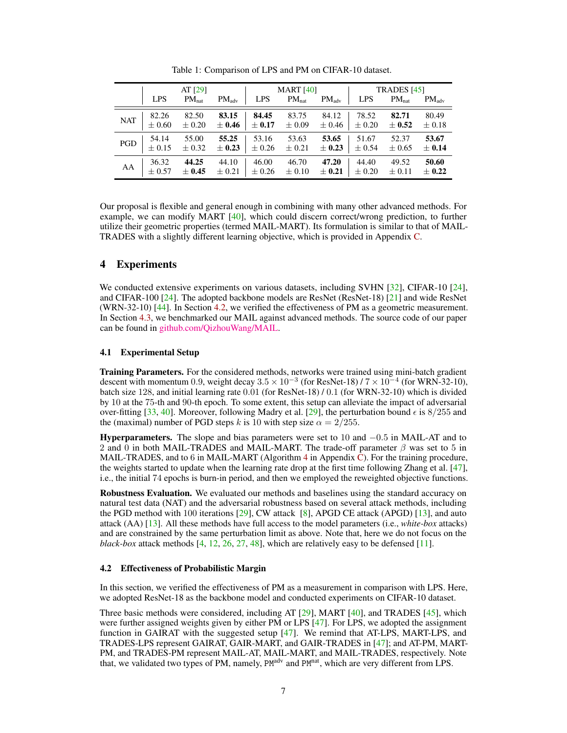Table 1: Comparison of LPS and PM on CIFAR-10 dataset.

| | AT [29] | | | MART [40] | | | TRADES [45] | | |
|---|---|---|---|---|---|---|---|---|---|
| | LPS | $PM_{nat}$ | $PM_{adv}$ | LPS | $PM_{nat}$ | $PM_{adv}$ | LPS | $PM_{nat}$ | $PM_{adv}$ |
| NAT | 82.26 $\pm$ 0.60 | 82.50 $\pm$ 0.20 | **83.15 $\pm$ 0.46** | **84.45 $\pm$ 0.17** | 83.75 $\pm$ 0.09 | 84.12 $\pm$ 0.46 | 78.52 $\pm$ 0.20 | **82.71 $\pm$ 0.52** | 80.49 $\pm$ 0.18 |
| PGD | 54.14 $\pm$ 0.15 | 55.00 $\pm$ 0.32 | **55.25 $\pm$ 0.23** | 53.16 $\pm$ 0.26 | 53.63 $\pm$ 0.21 | **53.65 $\pm$ 0.23** | 51.67 $\pm$ 0.54 | 52.37 $\pm$ 0.65 | **53.67 $\pm$ 0.14** |
| AA | 36.32 $\pm$ 0.57 | **44.25 $\pm$ 0.45** | 44.10 $\pm$ 0.21 | 46.00 $\pm$ 0.26 | 46.70 $\pm$ 0.10 | **47.20 $\pm$ 0.21** | 44.40 $\pm$ 0.20 | 49.52 $\pm$ 0.11 | **50.60 $\pm$ 0.22** |

Our proposal is flexible and general enough in combining with many other advanced methods. For example, we can modify MART [40], which could discern correct/wrong prediction, to further utilize their geometric properties (termed MAIL-MART). Its formulation is similar to that of MAIL-TRADES with a slightly different learning objective, which is provided in Appendix C.

## 4 Experiments

We conducted extensive experiments on various datasets, including SVHN [32], CIFAR-10 [24], and CIFAR-100 [24]. The adopted backbone models are ResNet (ResNet-18) [21] and wide ResNet (WRN-32-10) [44]. In Section 4.2, we verified the effectiveness of PM as a geometric measurement. In Section 4.3, we benchmarked our MAIL against advanced methods. The source code of our paper can be found in github.com/QizhouWang/MAIL.

### 4.1 Experimental Setup

**Training Parameters.** For the considered methods, networks were trained using mini-batch gradient descent with momentum 0.9, weight decay $3.5 \times 10^{-3}$ (for ResNet-18) / $7 \times 10^{-4}$ (for WRN-32-10), batch size 128, and initial learning rate 0.01 (for ResNet-18) / 0.1 (for WRN-32-10) which is divided by 10 at the 75-th and 90-th epoch. To some extent, this setup can alleviate the impact of adversarial over-fitting [33, 40]. Moreover, following Madry et al. [29], the perturbation bound $\epsilon$ is $8/255$ and the (maximal) number of PGD steps $k$ is 10 with step size $\alpha = 2/255$.

**Hyperparameters.** The slope and bias parameters were set to 10 and $-0.5$ in MAIL-AT and to 2 and 0 in both MAIL-TRADES and MAIL-MART. The trade-off parameter $\beta$ was set to 5 in MAIL-TRADES, and to 6 in MAIL-MART (Algorithm 4 in Appendix C). For the training procedure, the weights started to update when the learning rate drop at the first time following Zhang et al. [47], i.e., the initial 74 epochs is burn-in period, and then we employed the reweighted objective functions.

**Robustness Evaluation.** We evaluated our methods and baselines using the standard accuracy on natural test data (NAT) and the adversarial robustness based on several attack methods, including the PGD method with 100 iterations [29], CW attack [8], APGD CE attack (APGD) [13], and auto attack (AA) [13]. All these methods have full access to the model parameters (i.e., *white-box* attacks) and are constrained by the same perturbation limit as above. Note that, here we do not focus on the *black-box* attack methods [4, 12, 26, 27, 48], which are relatively easy to be defensed [11].

### 4.2 Effectiveness of Probabilistic Margin

In this section, we verified the effectiveness of PM as a measurement in comparison with LPS. Here, we adopted ResNet-18 as the backbone model and conducted experiments on CIFAR-10 dataset.

Three basic methods were considered, including AT [29], MART [40], and TRADES [45], which were further assigned weights given by either PM or LPS [47]. For LPS, we adopted the assignment function in GAIRAT with the suggested setup [47]. We remind that AT-LPS, MART-LPS, and TRADES-LPS represent GAIRAT, GAIR-MART, and GAIR-TRADES in [47]; and AT-PM, MART-PM, and TRADES-PM represent MAIL-AT, MAIL-MART, and MAIL-TRADES, respectively. Note that, we validated two types of PM, namely, $\mathtt{PM}^{\text{adv}}$ and $\mathtt{PM}^{\text{nat}}$, which are very different from LPS.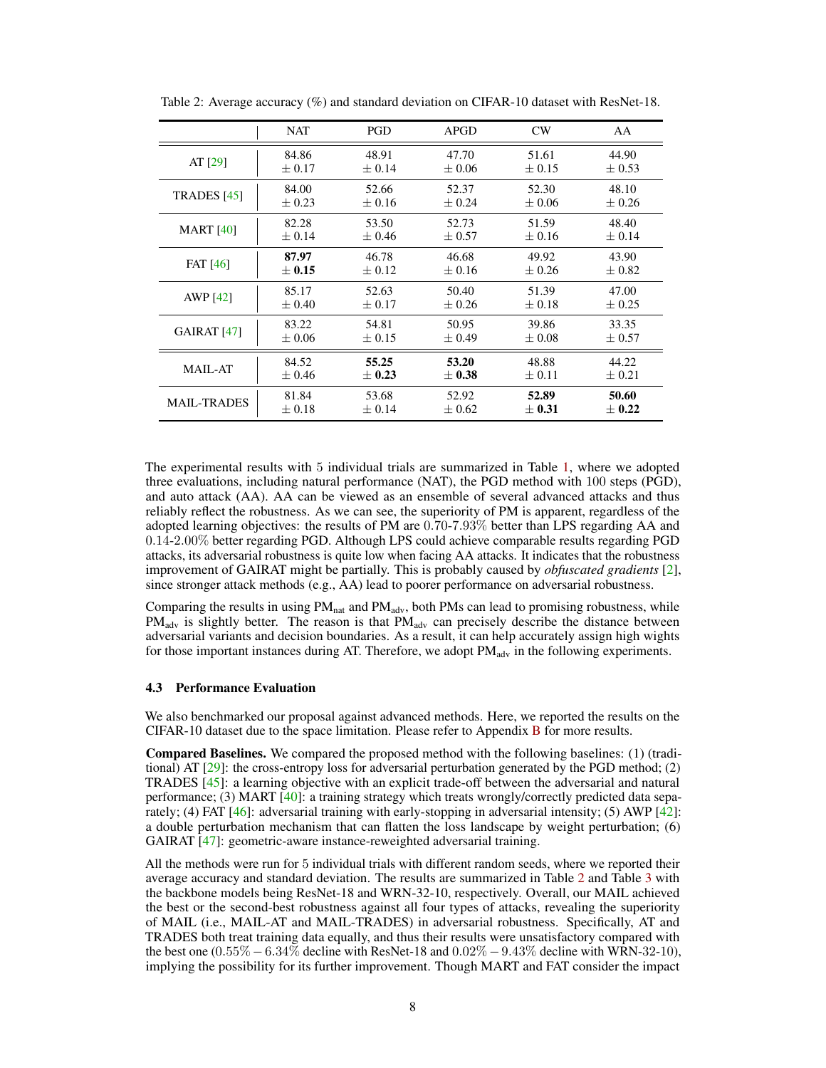Table 2: Average accuracy (%) and standard deviation on CIFAR-10 dataset with ResNet-18.

| | NAT | PGD | APGD | CW | AA |
|---|---|---|---|---|---|
| AT [29] | 84.86 ± 0.17 | 48.91 ± 0.14 | 47.70 ± 0.06 | 51.61 ± 0.15 | 44.90 ± 0.53 |
| TRADES [45] | 84.00 ± 0.23 | 52.66 ± 0.16 | 52.37 ± 0.24 | 52.30 ± 0.06 | 48.10 ± 0.26 |
| MART [40] | 82.28 ± 0.14 | 53.50 ± 0.46 | 52.73 ± 0.57 | 51.59 ± 0.16 | 48.40 ± 0.14 |
| FAT [46] | **87.97 ± 0.15** | 46.78 ± 0.12 | 46.68 ± 0.16 | 49.92 ± 0.26 | 43.90 ± 0.82 |
| AWP [42] | 85.17 ± 0.40 | 52.63 ± 0.17 | 50.40 ± 0.26 | 51.39 ± 0.18 | 47.00 ± 0.25 |
| GAIRAT [47] | 83.22 ± 0.06 | 54.81 ± 0.15 | 50.95 ± 0.49 | 39.86 ± 0.08 | 33.35 ± 0.57 |
| MAIL-AT | 84.52 ± 0.46 | **55.25 ± 0.23** | **53.20 ± 0.38** | 48.88 ± 0.11 | 44.22 ± 0.21 |
| MAIL-TRADES | 81.84 ± 0.18 | 53.68 ± 0.14 | 52.92 ± 0.62 | **52.89 ± 0.31** | **50.60 ± 0.22** |

The experimental results with 5 individual trials are summarized in Table 1, where we adopted three evaluations, including natural performance (NAT), the PGD method with 100 steps (PGD), and auto attack (AA). AA can be viewed as an ensemble of several advanced attacks and thus reliably reflect the robustness. As we can see, the superiority of PM is apparent, regardless of the adopted learning objectives: the results of PM are $0.70$-$7.93\%$ better than LPS regarding AA and $0.14$-$2.00\%$ better regarding PGD. Although LPS could achieve comparable results regarding PGD attacks, its adversarial robustness is quite low when facing AA attacks. It indicates that the robustness improvement of GAIRAT might be partially. This is probably caused by *obfuscated gradients* [2], since stronger attack methods (e.g., AA) lead to poorer performance on adversarial robustness.

Comparing the results in using $\text{PM}_{\text{nat}}$ and $\text{PM}_{\text{adv}}$, both PMs can lead to promising robustness, while $\text{PM}_{\text{adv}}$ is slightly better. The reason is that $\text{PM}_{\text{adv}}$ can precisely describe the distance between adversarial variants and decision boundaries. As a result, it can help accurately assign high wights for those important instances during AT. Therefore, we adopt $\text{PM}_{\text{adv}}$ in the following experiments.

### 4.3 Performance Evaluation

We also benchmarked our proposal against advanced methods. Here, we reported the results on the CIFAR-10 dataset due to the space limitation. Please refer to Appendix B for more results.

**Compared Baselines.** We compared the proposed method with the following baselines: (1) (traditional) AT [29]: the cross-entropy loss for adversarial perturbation generated by the PGD method; (2) TRADES [45]: a learning objective with an explicit trade-off between the adversarial and natural performance; (3) MART [40]: a training strategy which treats wrongly/correctly predicted data separately; (4) FAT [46]: adversarial training with early-stopping in adversarial intensity; (5) AWP [42]: a double perturbation mechanism that can flatten the loss landscape by weight perturbation; (6) GAIRAT [47]: geometric-aware instance-reweighted adversarial training.

All the methods were run for 5 individual trials with different random seeds, where we reported their average accuracy and standard deviation. The results are summarized in Table 2 and Table 3 with the backbone models being ResNet-18 and WRN-32-10, respectively. Overall, our MAIL achieved the best or the second-best robustness against all four types of attacks, revealing the superiority of MAIL (i.e., MAIL-AT and MAIL-TRADES) in adversarial robustness. Specifically, AT and TRADES both treat training data equally, and thus their results were unsatisfactory compared with the best one ($0.55\% - 6.34\%$ decline with ResNet-18 and $0.02\% - 9.43\%$ decline with WRN-32-10), implying the possibility for its further improvement. Though MART and FAT consider the impact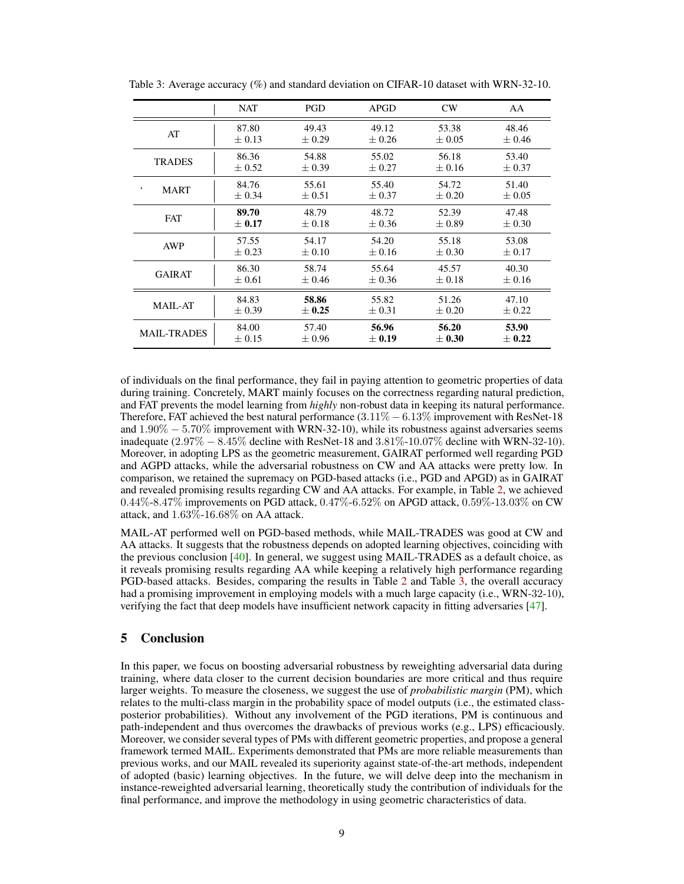Table 3: Average accuracy (%) and standard deviation on CIFAR-10 dataset with WRN-32-10.

| | NAT | PGD | APGD | CW | AA |
|---|---|---|---|---|---|
| AT | 87.80 ± 0.13 | 49.43 ± 0.29 | 49.12 ± 0.26 | 53.38 ± 0.05 | 48.46 ± 0.46 |
| TRADES | 86.36 ± 0.52 | 54.88 ± 0.39 | 55.02 ± 0.27 | 56.18 ± 0.16 | 53.40 ± 0.37 |
| MART | 84.76 ± 0.34 | 55.61 ± 0.51 | 55.40 ± 0.37 | 54.72 ± 0.20 | 51.40 ± 0.05 |
| FAT | **89.70 ± 0.17** | 48.79 ± 0.18 | 48.72 ± 0.36 | 52.39 ± 0.89 | 47.48 ± 0.30 |
| AWP | 57.55 ± 0.23 | 54.17 ± 0.10 | 54.20 ± 0.16 | 55.18 ± 0.30 | 53.08 ± 0.17 |
| GAIRAT | 86.30 ± 0.61 | 58.74 ± 0.46 | 55.64 ± 0.36 | 45.57 ± 0.18 | 40.30 ± 0.16 |
| MAIL-AT | 84.83 ± 0.39 | **58.86 ± 0.25** | 55.82 ± 0.31 | 51.26 ± 0.20 | 47.10 ± 0.22 |
| MAIL-TRADES | 84.00 ± 0.15 | 57.40 ± 0.96 | **56.96 ± 0.19** | **56.20 ± 0.30** | **53.90 ± 0.22** |

of individuals on the final performance, they fail in paying attention to geometric properties of data during training. Concretely, MART mainly focuses on the correctness regarding natural prediction, and FAT prevents the model learning from *highly* non-robust data in keeping its natural performance. Therefore, FAT achieved the best natural performance ($3.11\% - 6.13\%$ improvement with ResNet-18 and $1.90\% - 5.70\%$ improvement with WRN-32-10), while its robustness against adversaries seems inadequate ($2.97\% - 8.45\%$ decline with ResNet-18 and $3.81\%$-$10.07\%$ decline with WRN-32-10). Moreover, in adopting LPS as the geometric measurement, GAIRAT performed well regarding PGD and AGPD attacks, while the adversarial robustness on CW and AA attacks were pretty low. In comparison, we retained the supremacy on PGD-based attacks (i.e., PGD and APGD) as in GAIRAT and revealed promising results regarding CW and AA attacks. For example, in Table 2, we achieved $0.44\%$-$8.47\%$ improvements on PGD attack, $0.47\%$-$6.52\%$ on APGD attack, $0.59\%$-$13.03\%$ on CW attack, and $1.63\%$-$16.68\%$ on AA attack.

MAIL-AT performed well on PGD-based methods, while MAIL-TRADES was good at CW and AA attacks. It suggests that the robustness depends on adopted learning objectives, coinciding with the previous conclusion [40]. In general, we suggest using MAIL-TRADES as a default choice, as it reveals promising results regarding AA while keeping a relatively high performance regarding PGD-based attacks. Besides, comparing the results in Table 2 and Table 3, the overall accuracy had a promising improvement in employing models with a much large capacity (i.e., WRN-32-10), verifying the fact that deep models have insufficient network capacity in fitting adversaries [47].

## 5 Conclusion

In this paper, we focus on boosting adversarial robustness by reweighting adversarial data during training, where data closer to the current decision boundaries are more critical and thus require larger weights. To measure the closeness, we suggest the use of *probabilistic margin* (PM), which relates to the multi-class margin in the probability space of model outputs (i.e., the estimated class-posterior probabilities). Without any involvement of the PGD iterations, PM is continuous and path-independent and thus overcomes the drawbacks of previous works (e.g., LPS) efficaciously. Moreover, we consider several types of PMs with different geometric properties, and propose a general framework termed MAIL. Experiments demonstrated that PMs are more reliable measurements than previous works, and our MAIL revealed its superiority against state-of-the-art methods, independent of adopted (basic) learning objectives. In the future, we will delve deep into the mechanism in instance-reweighted adversarial learning, theoretically study the contribution of individuals for the final performance, and improve the methodology in using geometric characteristics of data.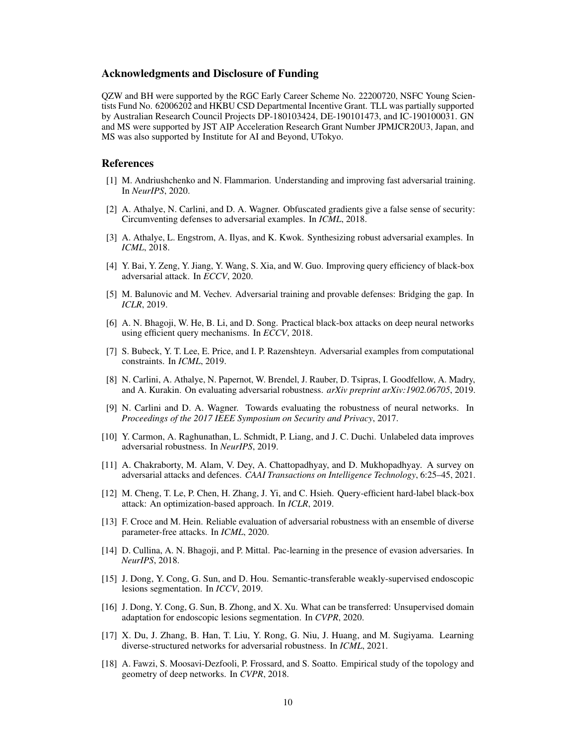## Acknowledgments and Disclosure of Funding

QZW and BH were supported by the RGC Early Career Scheme No. 22200720, NSFC Young Scientists Fund No. 62006202 and HKBU CSD Departmental Incentive Grant. TLL was partially supported by Australian Research Council Projects DP-180103424, DE-190101473, and IC-190100031. GN and MS were supported by JST AIP Acceleration Research Grant Number JPMJCR20U3, Japan, and MS was also supported by Institute for AI and Beyond, UTokyo.

## References

[1] M. Andriushchenko and N. Flammarion. Understanding and improving fast adversarial training. In *NeurIPS*, 2020.

[2] A. Athalye, N. Carlini, and D. A. Wagner. Obfuscated gradients give a false sense of security: Circumventing defenses to adversarial examples. In *ICML*, 2018.

[3] A. Athalye, L. Engstrom, A. Ilyas, and K. Kwok. Synthesizing robust adversarial examples. In *ICML*, 2018.

[4] Y. Bai, Y. Zeng, Y. Jiang, Y. Wang, S. Xia, and W. Guo. Improving query efficiency of black-box adversarial attack. In *ECCV*, 2020.

[5] M. Balunovic and M. Vechev. Adversarial training and provable defenses: Bridging the gap. In *ICLR*, 2019.

[6] A. N. Bhagoji, W. He, B. Li, and D. Song. Practical black-box attacks on deep neural networks using efficient query mechanisms. In *ECCV*, 2018.

[7] S. Bubeck, Y. T. Lee, E. Price, and I. P. Razenshteyn. Adversarial examples from computational constraints. In *ICML*, 2019.

[8] N. Carlini, A. Athalye, N. Papernot, W. Brendel, J. Rauber, D. Tsipras, I. Goodfellow, A. Madry, and A. Kurakin. On evaluating adversarial robustness. *arXiv preprint arXiv:1902.06705*, 2019.

[9] N. Carlini and D. A. Wagner. Towards evaluating the robustness of neural networks. In *Proceedings of the 2017 IEEE Symposium on Security and Privacy*, 2017.

[10] Y. Carmon, A. Raghunathan, L. Schmidt, P. Liang, and J. C. Duchi. Unlabeled data improves adversarial robustness. In *NeurIPS*, 2019.

[11] A. Chakraborty, M. Alam, V. Dey, A. Chattopadhyay, and D. Mukhopadhyay. A survey on adversarial attacks and defences. *CAAI Transactions on Intelligence Technology*, 6:25–45, 2021.

[12] M. Cheng, T. Le, P. Chen, H. Zhang, J. Yi, and C. Hsieh. Query-efficient hard-label black-box attack: An optimization-based approach. In *ICLR*, 2019.

[13] F. Croce and M. Hein. Reliable evaluation of adversarial robustness with an ensemble of diverse parameter-free attacks. In *ICML*, 2020.

[14] D. Cullina, A. N. Bhagoji, and P. Mittal. Pac-learning in the presence of evasion adversaries. In *NeurIPS*, 2018.

[15] J. Dong, Y. Cong, G. Sun, and D. Hou. Semantic-transferable weakly-supervised endoscopic lesions segmentation. In *ICCV*, 2019.

[16] J. Dong, Y. Cong, G. Sun, B. Zhong, and X. Xu. What can be transferred: Unsupervised domain adaptation for endoscopic lesions segmentation. In *CVPR*, 2020.

[17] X. Du, J. Zhang, B. Han, T. Liu, Y. Rong, G. Niu, J. Huang, and M. Sugiyama. Learning diverse-structured networks for adversarial robustness. In *ICML*, 2021.

[18] A. Fawzi, S. Moosavi-Dezfooli, P. Frossard, and S. Soatto. Empirical study of the topology and geometry of deep networks. In *CVPR*, 2018.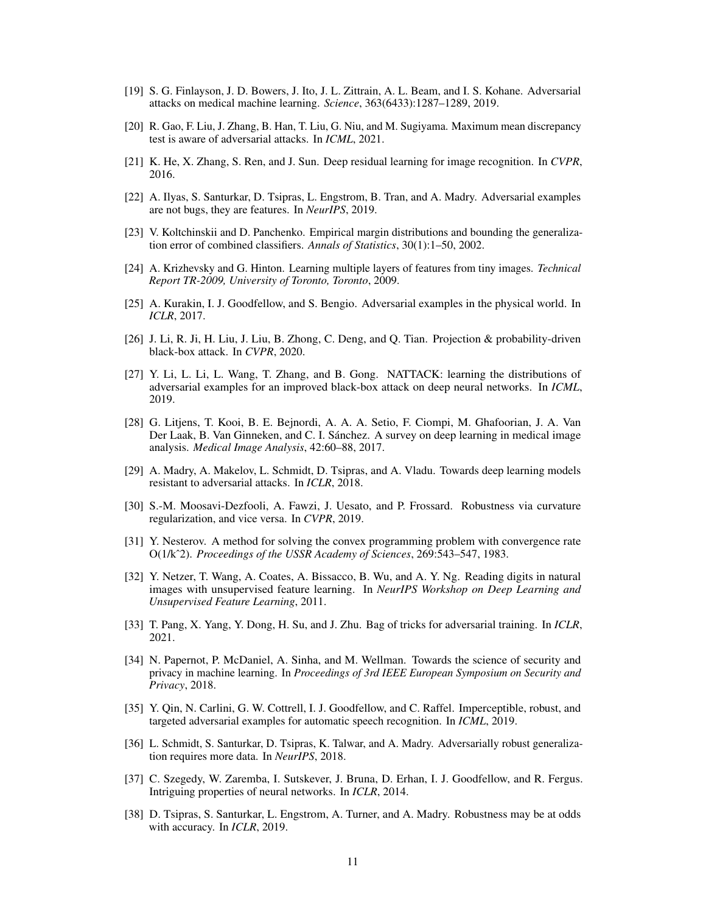[19] S. G. Finlayson, J. D. Bowers, J. Ito, J. L. Zittrain, A. L. Beam, and I. S. Kohane. Adversarial attacks on medical machine learning. *Science*, 363(6433):1287–1289, 2019.

[20] R. Gao, F. Liu, J. Zhang, B. Han, T. Liu, G. Niu, and M. Sugiyama. Maximum mean discrepancy test is aware of adversarial attacks. In *ICML*, 2021.

[21] K. He, X. Zhang, S. Ren, and J. Sun. Deep residual learning for image recognition. In *CVPR*, 2016.

[22] A. Ilyas, S. Santurkar, D. Tsipras, L. Engstrom, B. Tran, and A. Madry. Adversarial examples are not bugs, they are features. In *NeurIPS*, 2019.

[23] V. Koltchinskii and D. Panchenko. Empirical margin distributions and bounding the generalization error of combined classifiers. *Annals of Statistics*, 30(1):1–50, 2002.

[24] A. Krizhevsky and G. Hinton. Learning multiple layers of features from tiny images. *Technical Report TR-2009, University of Toronto, Toronto*, 2009.

[25] A. Kurakin, I. J. Goodfellow, and S. Bengio. Adversarial examples in the physical world. In *ICLR*, 2017.

[26] J. Li, R. Ji, H. Liu, J. Liu, B. Zhong, C. Deng, and Q. Tian. Projection & probability-driven black-box attack. In *CVPR*, 2020.

[27] Y. Li, L. Li, L. Wang, T. Zhang, and B. Gong. NATTACK: learning the distributions of adversarial examples for an improved black-box attack on deep neural networks. In *ICML*, 2019.

[28] G. Litjens, T. Kooi, B. E. Bejnordi, A. A. A. Setio, F. Ciompi, M. Ghafoorian, J. A. Van Der Laak, B. Van Ginneken, and C. I. Sánchez. A survey on deep learning in medical image analysis. *Medical Image Analysis*, 42:60–88, 2017.

[29] A. Madry, A. Makelov, L. Schmidt, D. Tsipras, and A. Vladu. Towards deep learning models resistant to adversarial attacks. In *ICLR*, 2018.

[30] S.-M. Moosavi-Dezfooli, A. Fawzi, J. Uesato, and P. Frossard. Robustness via curvature regularization, and vice versa. In *CVPR*, 2019.

[31] Y. Nesterov. A method for solving the convex programming problem with convergence rate O(1/k^2). *Proceedings of the USSR Academy of Sciences*, 269:543–547, 1983.

[32] Y. Netzer, T. Wang, A. Coates, A. Bissacco, B. Wu, and A. Y. Ng. Reading digits in natural images with unsupervised feature learning. In *NeurIPS Workshop on Deep Learning and Unsupervised Feature Learning*, 2011.

[33] T. Pang, X. Yang, Y. Dong, H. Su, and J. Zhu. Bag of tricks for adversarial training. In *ICLR*, 2021.

[34] N. Papernot, P. McDaniel, A. Sinha, and M. Wellman. Towards the science of security and privacy in machine learning. In *Proceedings of 3rd IEEE European Symposium on Security and Privacy*, 2018.

[35] Y. Qin, N. Carlini, G. W. Cottrell, I. J. Goodfellow, and C. Raffel. Imperceptible, robust, and targeted adversarial examples for automatic speech recognition. In *ICML*, 2019.

[36] L. Schmidt, S. Santurkar, D. Tsipras, K. Talwar, and A. Madry. Adversarially robust generalization requires more data. In *NeurIPS*, 2018.

[37] C. Szegedy, W. Zaremba, I. Sutskever, J. Bruna, D. Erhan, I. J. Goodfellow, and R. Fergus. Intriguing properties of neural networks. In *ICLR*, 2014.

[38] D. Tsipras, S. Santurkar, L. Engstrom, A. Turner, and A. Madry. Robustness may be at odds with accuracy. In *ICLR*, 2019.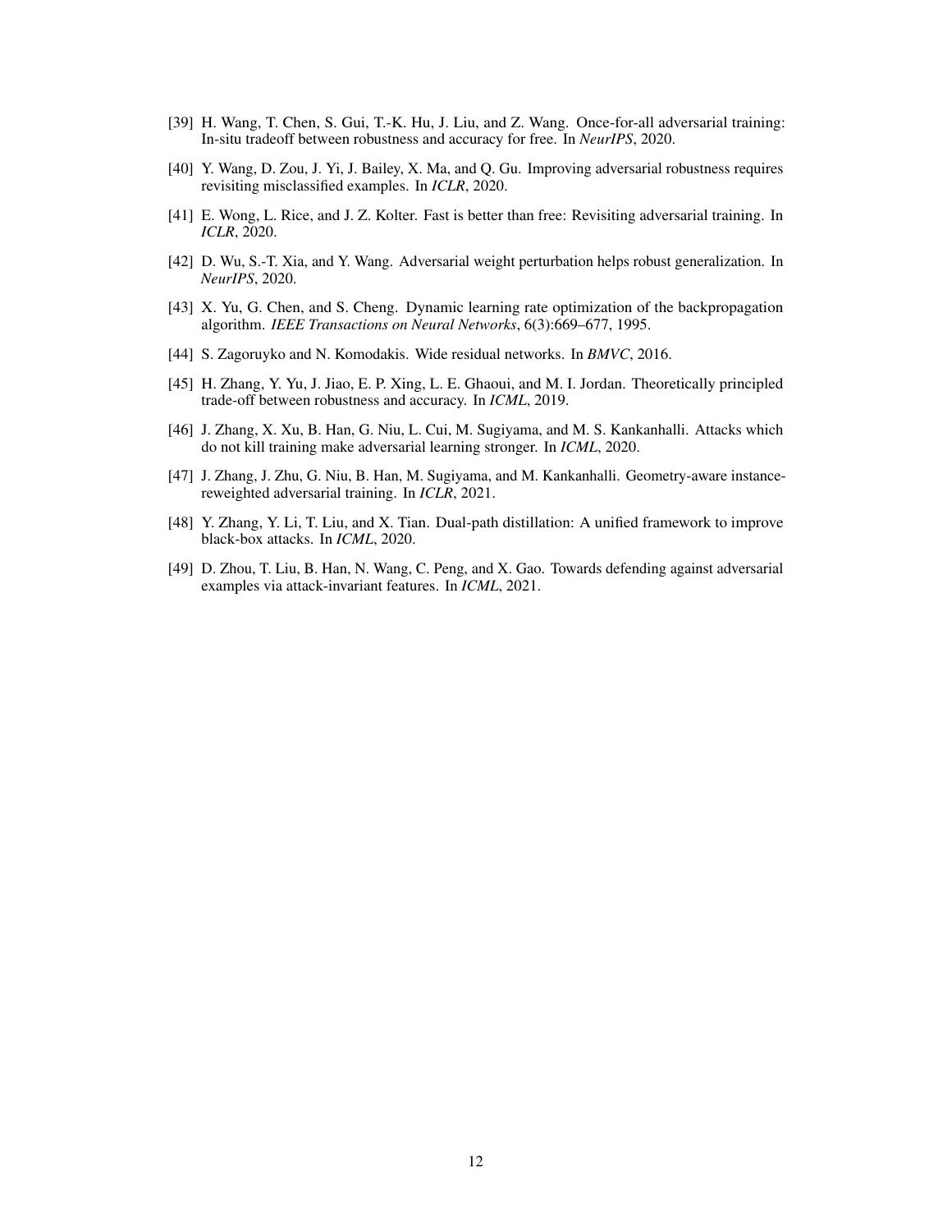[39] H. Wang, T. Chen, S. Gui, T.-K. Hu, J. Liu, and Z. Wang. Once-for-all adversarial training: In-situ tradeoff between robustness and accuracy for free. In *NeurIPS*, 2020.

[40] Y. Wang, D. Zou, J. Yi, J. Bailey, X. Ma, and Q. Gu. Improving adversarial robustness requires revisiting misclassified examples. In *ICLR*, 2020.

[41] E. Wong, L. Rice, and J. Z. Kolter. Fast is better than free: Revisiting adversarial training. In *ICLR*, 2020.

[42] D. Wu, S.-T. Xia, and Y. Wang. Adversarial weight perturbation helps robust generalization. In *NeurIPS*, 2020.

[43] X. Yu, G. Chen, and S. Cheng. Dynamic learning rate optimization of the backpropagation algorithm. *IEEE Transactions on Neural Networks*, 6(3):669–677, 1995.

[44] S. Zagoruyko and N. Komodakis. Wide residual networks. In *BMVC*, 2016.

[45] H. Zhang, Y. Yu, J. Jiao, E. P. Xing, L. E. Ghaoui, and M. I. Jordan. Theoretically principled trade-off between robustness and accuracy. In *ICML*, 2019.

[46] J. Zhang, X. Xu, B. Han, G. Niu, L. Cui, M. Sugiyama, and M. S. Kankanhalli. Attacks which do not kill training make adversarial learning stronger. In *ICML*, 2020.

[47] J. Zhang, J. Zhu, G. Niu, B. Han, M. Sugiyama, and M. Kankanhalli. Geometry-aware instance-reweighted adversarial training. In *ICLR*, 2021.

[48] Y. Zhang, Y. Li, T. Liu, and X. Tian. Dual-path distillation: A unified framework to improve black-box attacks. In *ICML*, 2020.

[49] D. Zhou, T. Liu, B. Han, N. Wang, C. Peng, and X. Gao. Towards defending against adversarial examples via attack-invariant features. In *ICML*, 2021.